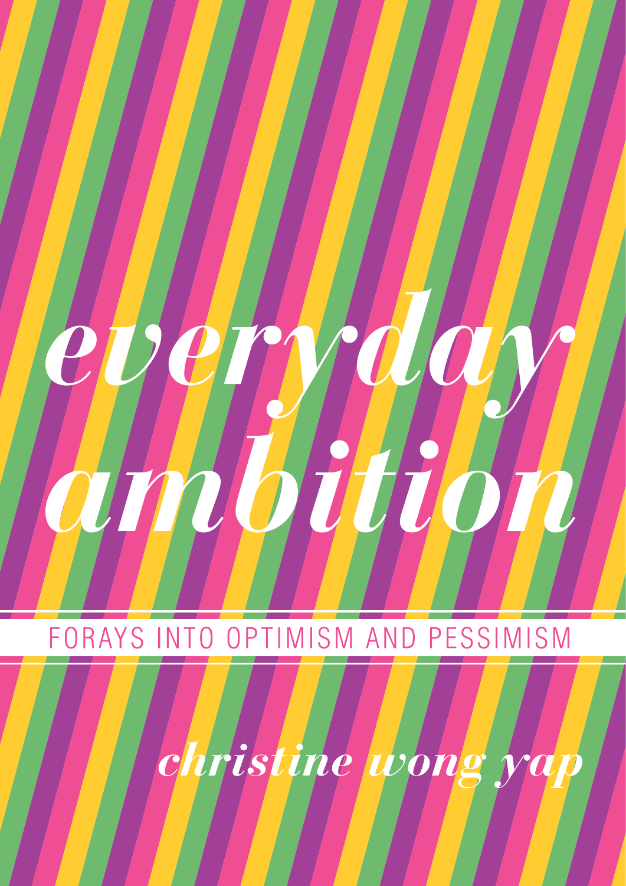# *everyday ambition*

## FORAYS INTO OPTIMISM AND PESSIMISM

*christine wong yap*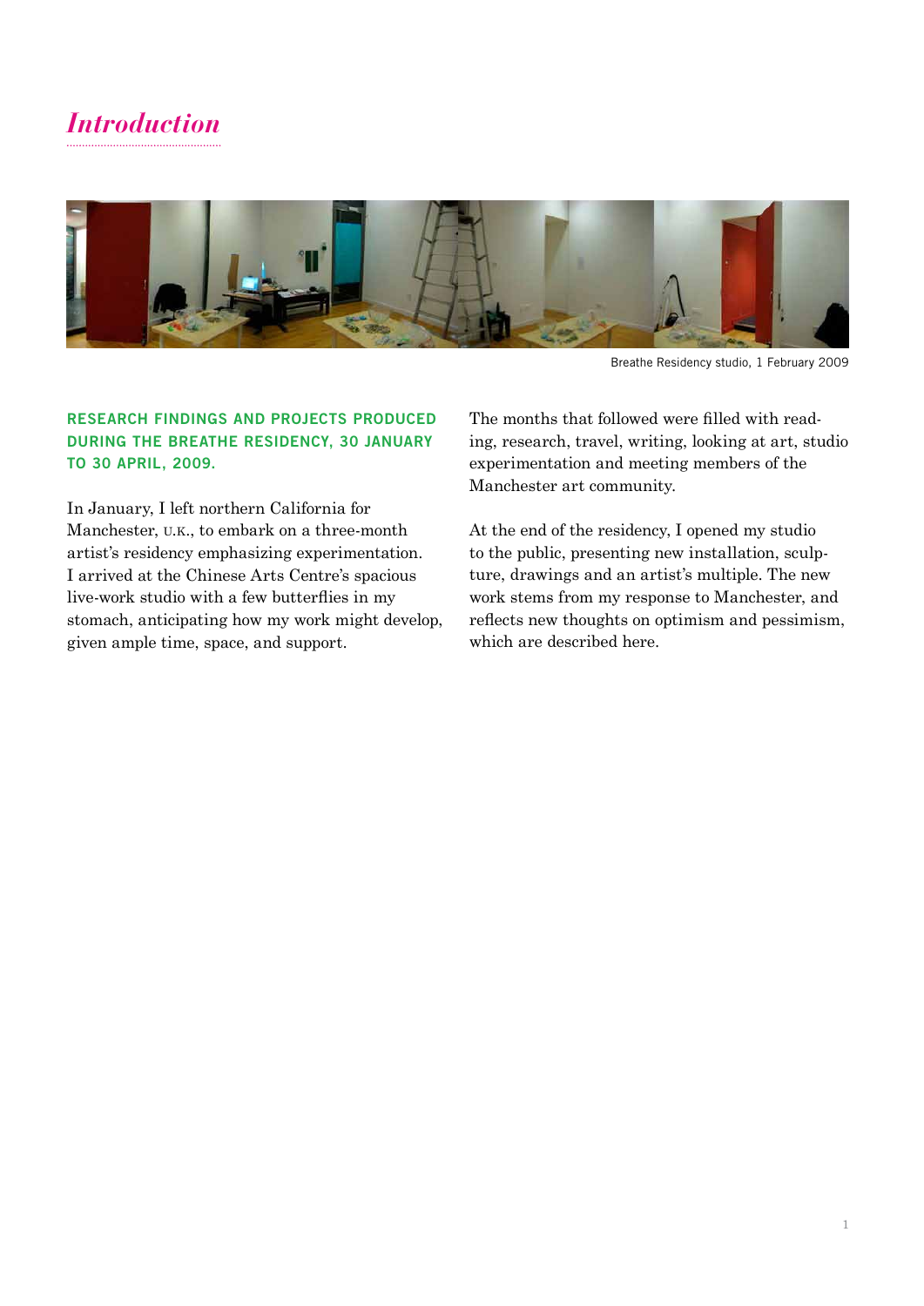# *Introduction*

Breathe Residency studio, 1 February 2009

**RESEARCH FINDINGS AND PROJECTS PRODUCED DURING THE BREATHE RESIDENCY, 30 JANUARY TO 30 APRIL, 2009.**

In January, I left northern California for Manchester, U.K., to embark on a three-month artist's residency emphasizing experimentation. I arrived at the Chinese Arts Centre's spacious live-work studio with a few butterflies in my stomach, anticipating how my work might develop, given ample time, space, and support.

The months that followed were filled with reading, research, travel, writing, looking at art, studio experimentation and meeting members of the Manchester art community.

At the end of the residency, I opened my studio to the public, presenting new installation, sculpture, drawings and an artist's multiple. The new work stems from my response to Manchester, and reflects new thoughts on optimism and pessimism, which are described here.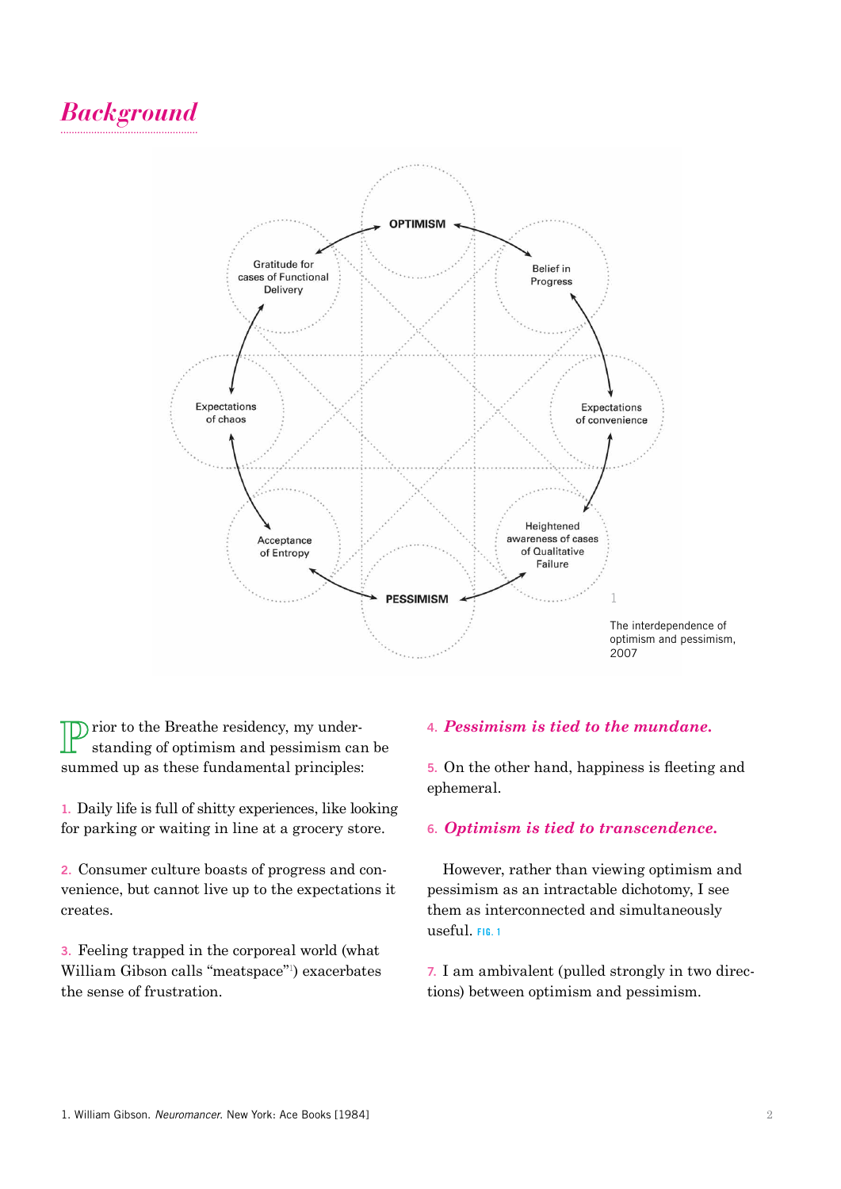## *Background*

OPTIMISM

Gratitude for cases of Functional Delivery

Belief in Progress

Expectations of chaos

Expectations of convenience

Acceptance of Entropy

Heightened awareness of cases of Qualitative Failure

PESSIMISM

1

The interdependence of optimism and pessimism, 2007

Prior to the Breathe residency, my understanding of optimism and pessimism can be summed up as these fundamental principles:

1. Daily life is full of shitty experiences, like looking for parking or waiting in line at a grocery store.

2. Consumer culture boasts of progress and convenience, but cannot live up to the expectations it creates.

3. Feeling trapped in the corporeal world (what William Gibson calls "meatspace"[1]) exacerbates the sense of frustration.

4. ***Pessimism is tied to the mundane.***

5. On the other hand, happiness is fleeting and ephemeral.

6. ***Optimism is tied to transcendence.***

However, rather than viewing optimism and pessimism as an intractable dichotomy, I see them as interconnected and simultaneously useful. FIG. 1

7. I am ambivalent (pulled strongly in two directions) between optimism and pessimism.

1. William Gibson. *Neuromancer.* New York: Ace Books [1984]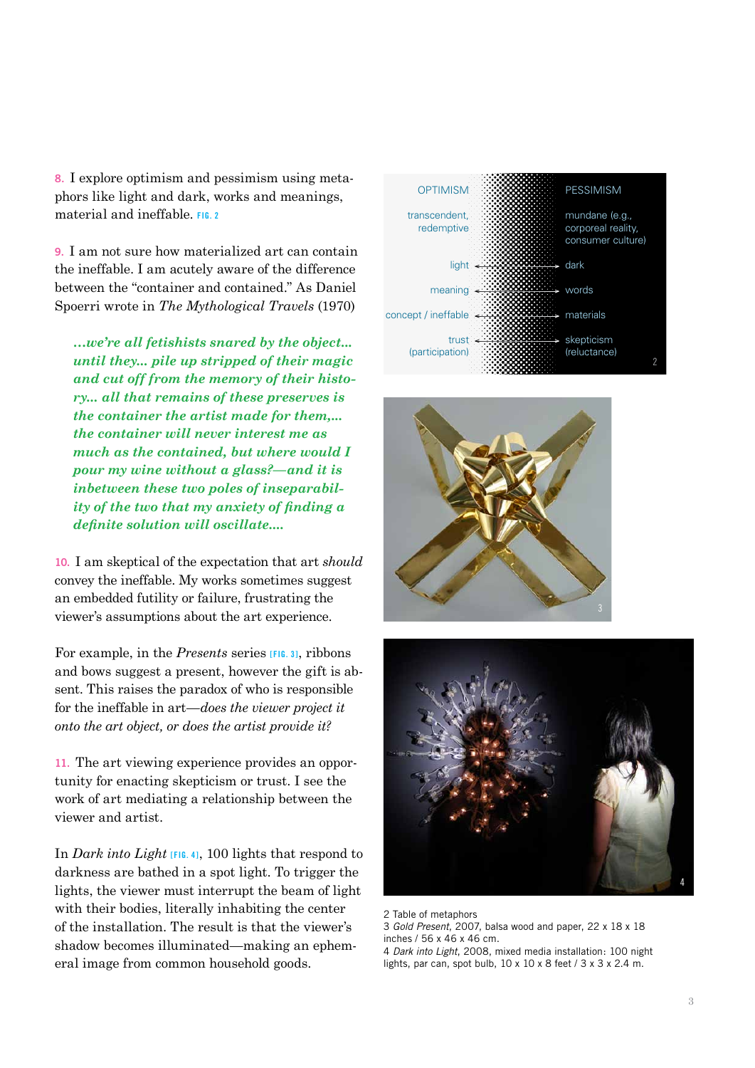8. I explore optimism and pessimism using metaphors like light and dark, works and meanings, material and ineffable. FIG. 2

9. I am not sure how materialized art can contain the ineffable. I am acutely aware of the difference between the "container and contained." As Daniel Spoerri wrote in *The Mythological Travels* (1970)

> ***...we're all fetishists snared by the object... until they... pile up stripped of their magic and cut off from the memory of their history... all that remains of these preserves is the container the artist made for them,... the container will never interest me as much as the contained, but where would I pour my wine without a glass?—and it is inbetween these two poles of inseparability of the two that my anxiety of finding a definite solution will oscillate....***

10. I am skeptical of the expectation that art *should* convey the ineffable. My works sometimes suggest an embedded futility or failure, frustrating the viewer's assumptions about the art experience.

For example, in the *Presents* series [FIG. 3], ribbons and bows suggest a present, however the gift is absent. This raises the paradox of who is responsible for the ineffable in art—*does the viewer project it onto the art object, or does the artist provide it?*

11. The art viewing experience provides an opportunity for enacting skepticism or trust. I see the work of art mediating a relationship between the viewer and artist.

In *Dark into Light* [FIG. 4], 100 lights that respond to darkness are bathed in a spot light. To trigger the lights, the viewer must interrupt the beam of light with their bodies, literally inhabiting the center of the installation. The result is that the viewer's shadow becomes illuminated—making an ephemeral image from common household goods.

| OPTIMISM | | PESSIMISM |
|---|---|---|
| transcendent, redemptive | | mundane (e.g., corporeal reality, consumer culture) |
| light | ← → | dark |
| meaning | ← → | words |
| concept / ineffable | ← → | materials |
| trust (participation) | ← → | skepticism (reluctance) |

2 Table of metaphors
3 *Gold Present*, 2007, balsa wood and paper, 22 x 18 x 18 inches / 56 x 46 x 46 cm.
4 *Dark into Light*, 2008, mixed media installation: 100 night lights, par can, spot bulb, 10 x 10 x 8 feet / 3 x 3 x 2.4 m.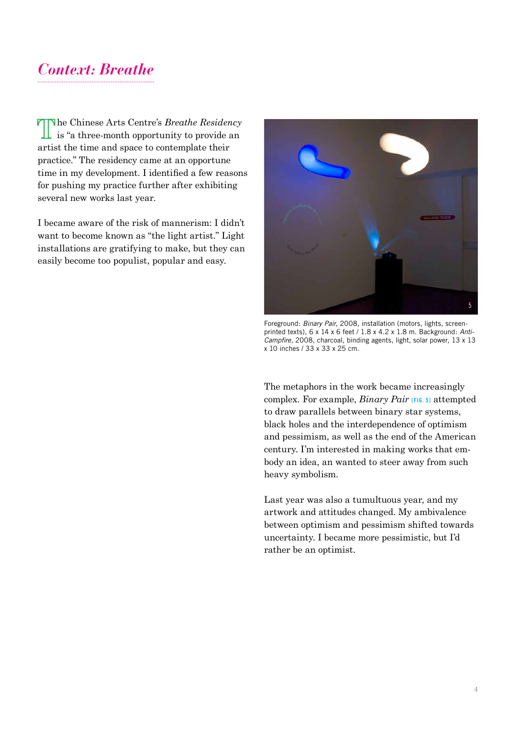## *Context: Breathe*

The Chinese Arts Centre's *Breathe Residency* is "a three-month opportunity to provide an artist the time and space to contemplate their practice." The residency came at an opportune time in my development. I identified a few reasons for pushing my practice further after exhibiting several new works last year.

I became aware of the risk of mannerism: I didn't want to become known as "the light artist." Light installations are gratifying to make, but they can easily become too populist, popular and easy.

Foreground: *Binary Pair*, 2008, installation (motors, lights, screen-printed texts), 6 x 14 x 6 feet / 1.8 x 4.2 x 1.8 m. Background: *Anti-Campfire*, 2008, charcoal, binding agents, light, solar power, 13 x 13 x 10 inches / 33 x 33 x 25 cm.

The metaphors in the work became increasingly complex. For example, *Binary Pair* [FIG. 5] attempted to draw parallels between binary star systems, black holes and the interdependence of optimism and pessimism, as well as the end of the American century. I'm interested in making works that embody an idea, an wanted to steer away from such heavy symbolism.

Last year was also a tumultuous year, and my artwork and attitudes changed. My ambivalence between optimism and pessimism shifted towards uncertainty. I became more pessimistic, but I'd rather be an optimist.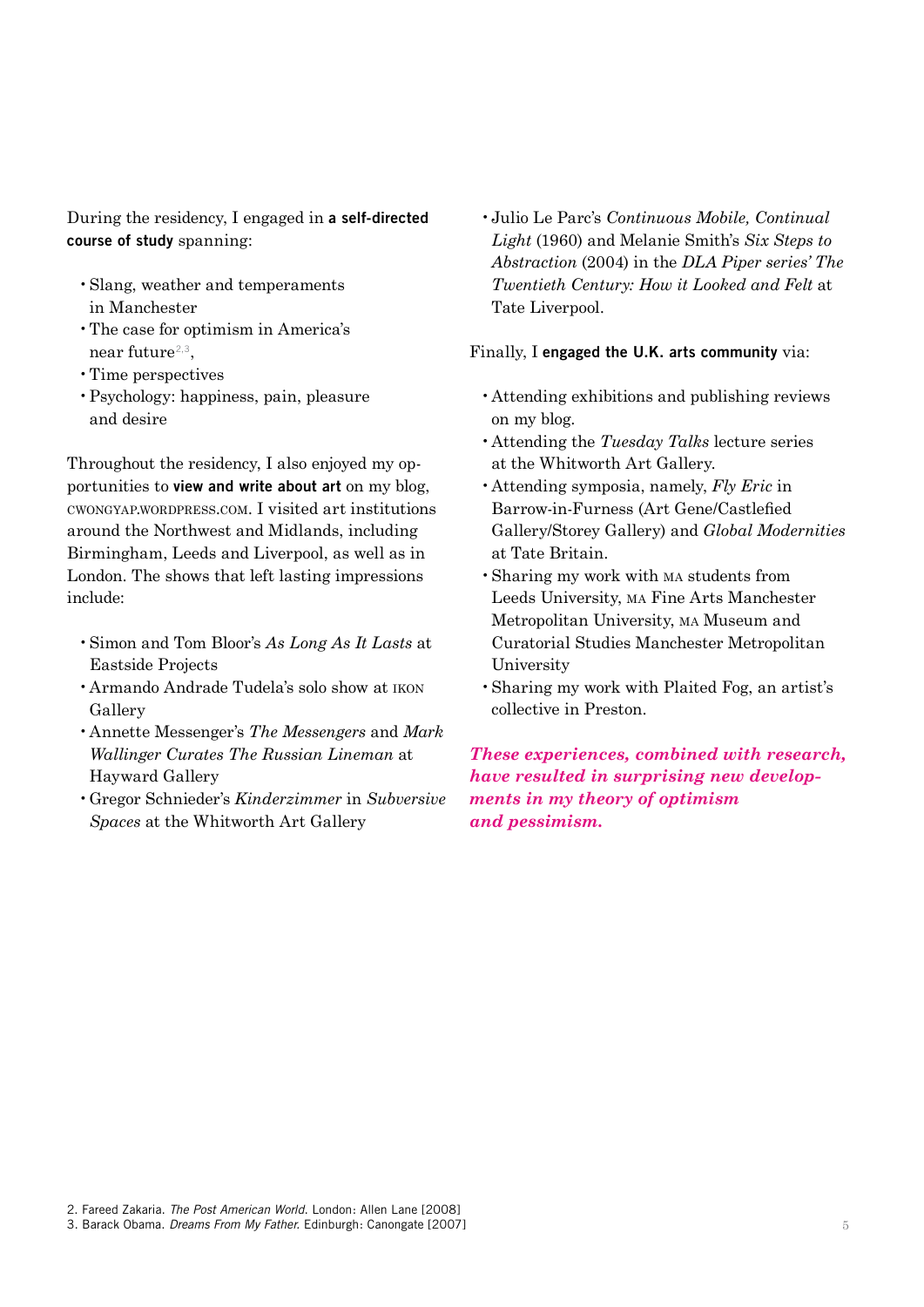During the residency, I engaged in **a self-directed course of study** spanning:

- Slang, weather and temperaments in Manchester
- The case for optimism in America's near future[2,3],
- Time perspectives
- Psychology: happiness, pain, pleasure and desire

Throughout the residency, I also enjoyed my opportunities to **view and write about art** on my blog, CWONGYAP.WORDPRESS.COM. I visited art institutions around the Northwest and Midlands, including Birmingham, Leeds and Liverpool, as well as in London. The shows that left lasting impressions include:

- Simon and Tom Bloor's *As Long As It Lasts* at Eastside Projects
- Armando Andrade Tudela's solo show at IKON Gallery
- Annette Messenger's *The Messengers* and *Mark Wallinger Curates The Russian Lineman* at Hayward Gallery
- Gregor Schnieder's *Kinderzimmer* in *Subversive Spaces* at the Whitworth Art Gallery
- Julio Le Parc's *Continuous Mobile, Continual Light* (1960) and Melanie Smith's *Six Steps to Abstraction* (2004) in the *DLA Piper series' The Twentieth Century: How it Looked and Felt* at Tate Liverpool.

Finally, I **engaged the U.K. arts community** via:

- Attending exhibitions and publishing reviews on my blog.
- Attending the *Tuesday Talks* lecture series at the Whitworth Art Gallery.
- Attending symposia, namely, *Fly Eric* in Barrow-in-Furness (Art Gene/Castlefied Gallery/Storey Gallery) and *Global Modernities* at Tate Britain.
- Sharing my work with MA students from Leeds University, MA Fine Arts Manchester Metropolitan University, MA Museum and Curatorial Studies Manchester Metropolitan University
- Sharing my work with Plaited Fog, an artist's collective in Preston.

***These experiences, combined with research, have resulted in surprising new developments in my theory of optimism and pessimism.***

2. Fareed Zakaria. *The Post American World.* London: Allen Lane [2008]
3. Barack Obama. *Dreams From My Father.* Edinburgh: Canongate [2007]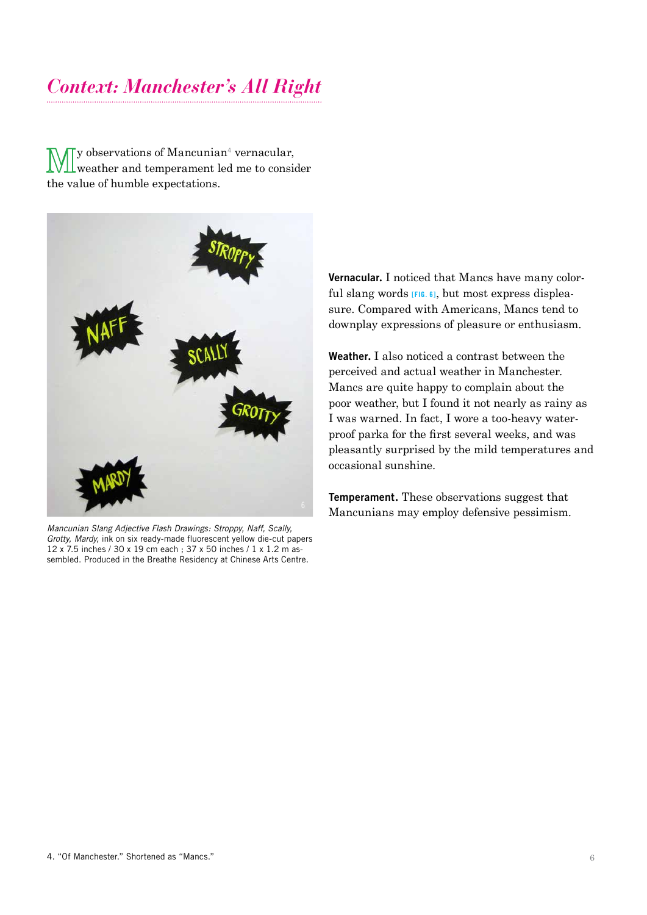## *Context: Manchester's All Right*

My observations of Mancunian[4] vernacular, weather and temperament led me to consider the value of humble expectations.

*Mancunian Slang Adjective Flash Drawings: Stroppy, Naff, Scally, Grotty, Mardy,* ink on six ready-made fluorescent yellow die-cut papers 12 x 7.5 inches / 30 x 19 cm each ; 37 x 50 inches / 1 x 1.2 m assembled. Produced in the Breathe Residency at Chinese Arts Centre.

**Vernacular.** I noticed that Mancs have many colorful slang words [FIG. 6], but most express displeasure. Compared with Americans, Mancs tend to downplay expressions of pleasure or enthusiasm.

**Weather.** I also noticed a contrast between the perceived and actual weather in Manchester. Mancs are quite happy to complain about the poor weather, but I found it not nearly as rainy as I was warned. In fact, I wore a too-heavy waterproof parka for the first several weeks, and was pleasantly surprised by the mild temperatures and occasional sunshine.

**Temperament.** These observations suggest that Mancunians may employ defensive pessimism.

4. "Of Manchester." Shortened as "Mancs."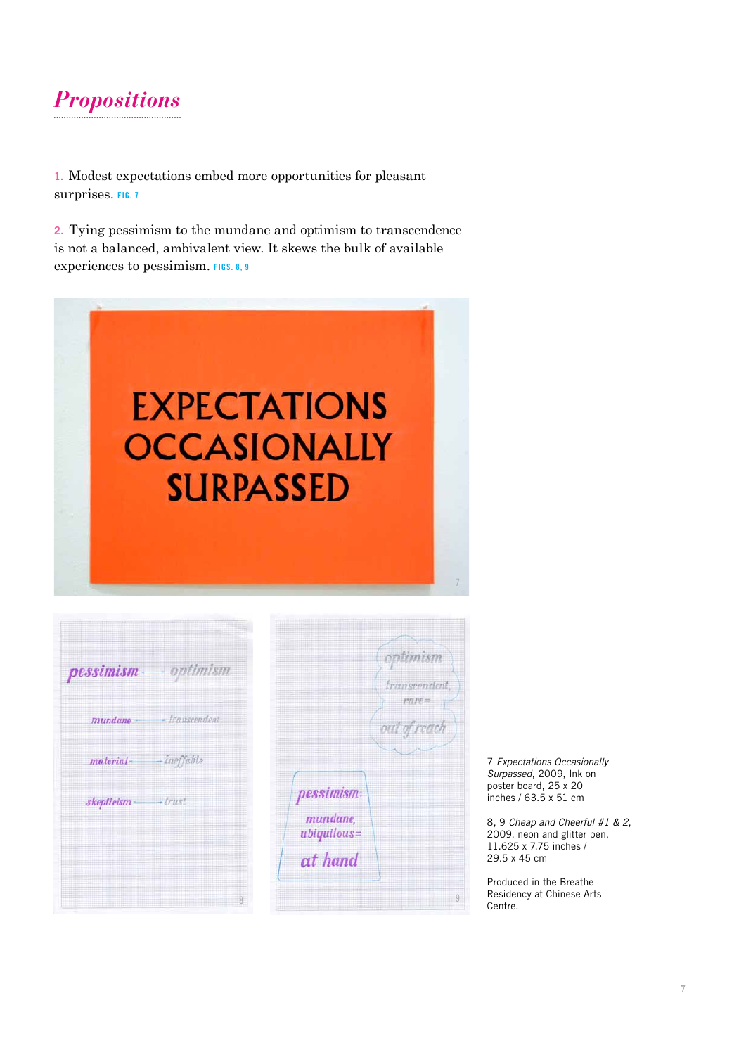# *Propositions*

1. Modest expectations embed more opportunities for pleasant surprises. FIG. 7

2. Tying pessimism to the mundane and optimism to transcendence is not a balanced, ambivalent view. It skews the bulk of available experiences to pessimism. FIGS. 8, 9

7 *Expectations Occasionally Surpassed*, 2009, Ink on poster board, 25 x 20 inches / 63.5 x 51 cm

8, 9 *Cheap and Cheerful #1 & 2*, 2009, neon and glitter pen, 11.625 x 7.75 inches / 29.5 x 45 cm

Produced in the Breathe Residency at Chinese Arts Centre.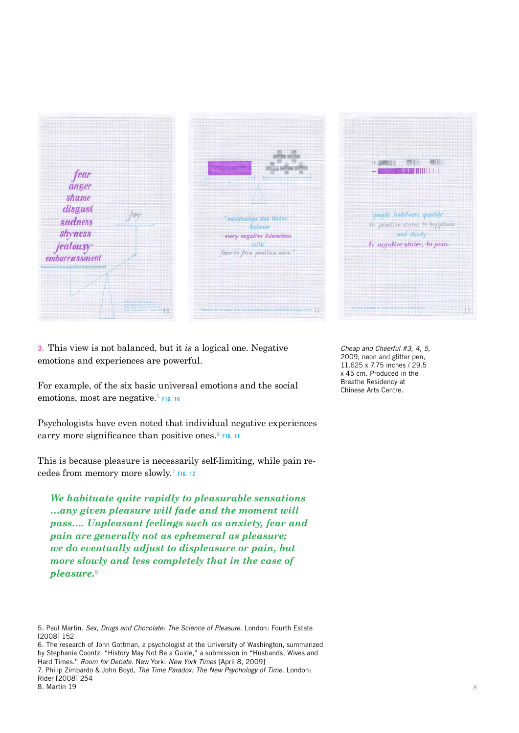3. This view is not balanced, but it *is* a logical one. Negative emotions and experiences are powerful.

For example, of the six basic universal emotions and the social emotions, most are negative.[5] FIG. 10

Psychologists have even noted that individual negative experiences carry more significance than positive ones.[6] FIG. 11

This is because pleasure is necessarily self-limiting, while pain recedes from memory more slowly.[7] FIG. 12

> ***We habituate quite rapidly to pleasurable sensations …any given pleasure will fade and the moment will pass…. Unpleasant feelings such as anxiety, fear and pain are generally not as ephemeral as pleasure; we do eventually adjust to displeasure or pain, but more slowly and less completely that in the case of pleasure.***[8]

*Cheap and Cheerful #3, 4, 5,* 2009, neon and glitter pen, 11.625 x 7.75 inches / 29.5 x 45 cm. Produced in the Breathe Residency at Chinese Arts Centre.

5. Paul Martin. *Sex, Drugs and Chocolate: The Science of Pleasure.* London: Fourth Estate [2008] 152

6. The research of John Gottman, a psychologist at the University of Washington, summarized by Stephanie Coontz. "History May Not Be a Guide," a submission in "Husbands, Wives and Hard Times." *Room for Debate.* New York: *New York Times* [April 8, 2009]

7. Philip Zimbardo & John Boyd, *The Time Paradox: The New Psychology of Time.* London: Rider [2008] 254

8. Martin 19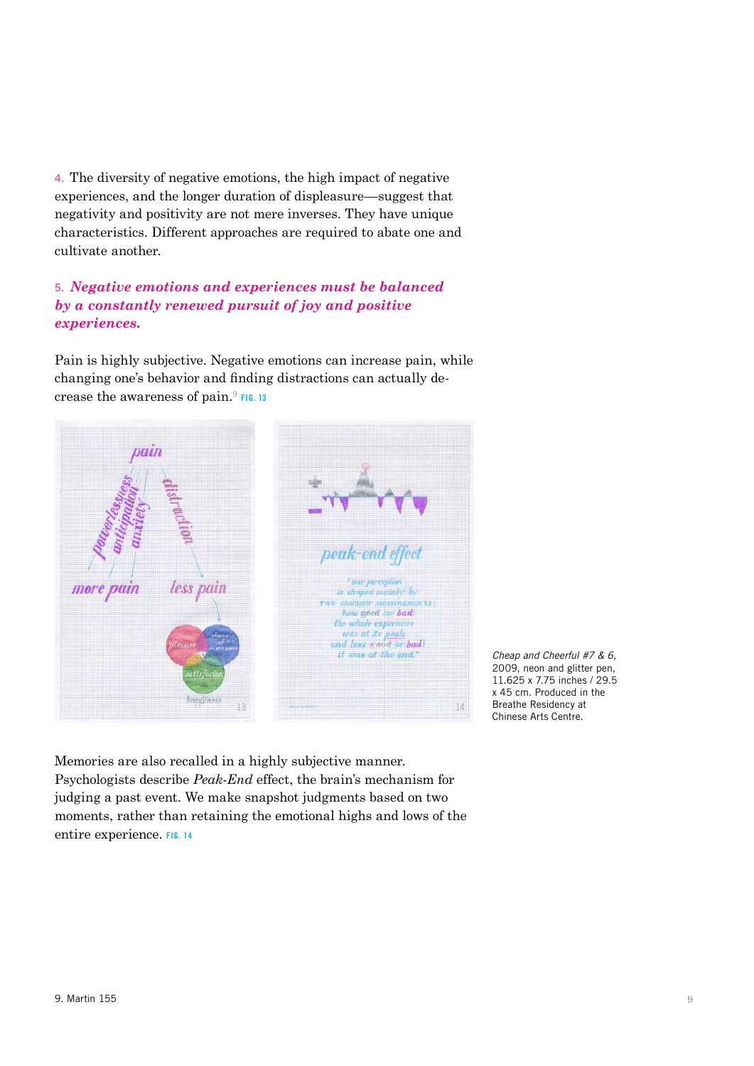4. The diversity of negative emotions, the high impact of negative experiences, and the longer duration of displeasure—suggest that negativity and positivity are not mere inverses. They have unique characteristics. Different approaches are required to abate one and cultivate another.

5. ***Negative emotions and experiences must be balanced by a constantly renewed pursuit of joy and positive experiences.***

Pain is highly subjective. Negative emotions can increase pain, while changing one's behavior and finding distractions can actually decrease the awareness of pain.[9] FIG. 13

*Cheap and Cheerful #7 & 6,* 2009, neon and glitter pen, 11.625 x 7.75 inches / 29.5 x 45 cm. Produced in the Breathe Residency at Chinese Arts Centre.

Memories are also recalled in a highly subjective manner. Psychologists describe *Peak-End* effect, the brain's mechanism for judging a past event. We make snapshot judgments based on two moments, rather than retaining the emotional highs and lows of the entire experience. FIG. 14

9. Martin 155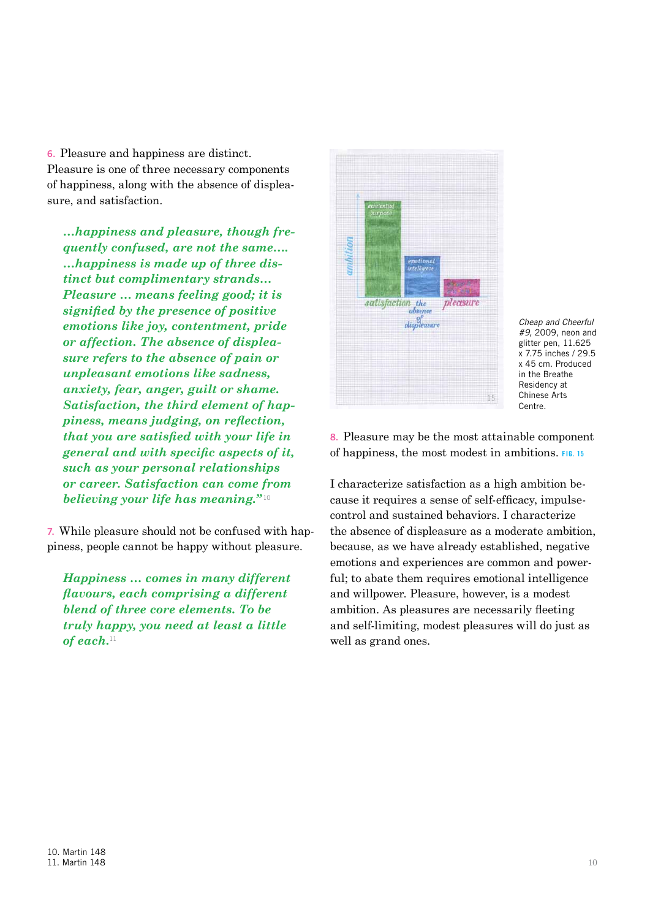6. Pleasure and happiness are distinct. Pleasure is one of three necessary components of happiness, along with the absence of displeasure, and satisfaction.

> ***…happiness and pleasure, though frequently confused, are not the same…. …happiness is made up of three distinct but complimentary strands… Pleasure … means feeling good; it is signified by the presence of positive emotions like joy, contentment, pride or affection. The absence of displeasure refers to the absence of pain or unpleasant emotions like sadness, anxiety, fear, anger, guilt or shame. Satisfaction, the third element of happiness, means judging, on reflection, that you are satisfied with your life in general and with specific aspects of it, such as your personal relationships or career. Satisfaction can come from believing your life has meaning."***[10]

7. While pleasure should not be confused with happiness, people cannot be happy without pleasure.

> ***Happiness … comes in many different flavours, each comprising a different blend of three core elements. To be truly happy, you need at least a little of each.***[11]

*Cheap and Cheerful #9*, 2009, neon and glitter pen, 11.625 x 7.75 inches / 29.5 x 45 cm. Produced in the Breathe Residency at Chinese Arts Centre.

8. Pleasure may be the most attainable component of happiness, the most modest in ambitions. FIG. 15

I characterize satisfaction as a high ambition because it requires a sense of self-efficacy, impulse-control and sustained behaviors. I characterize the absence of displeasure as a moderate ambition, because, as we have already established, negative emotions and experiences are common and powerful; to abate them requires emotional intelligence and willpower. Pleasure, however, is a modest ambition. As pleasures are necessarily fleeting and self-limiting, modest pleasures will do just as well as grand ones.

10. Martin 148
11. Martin 148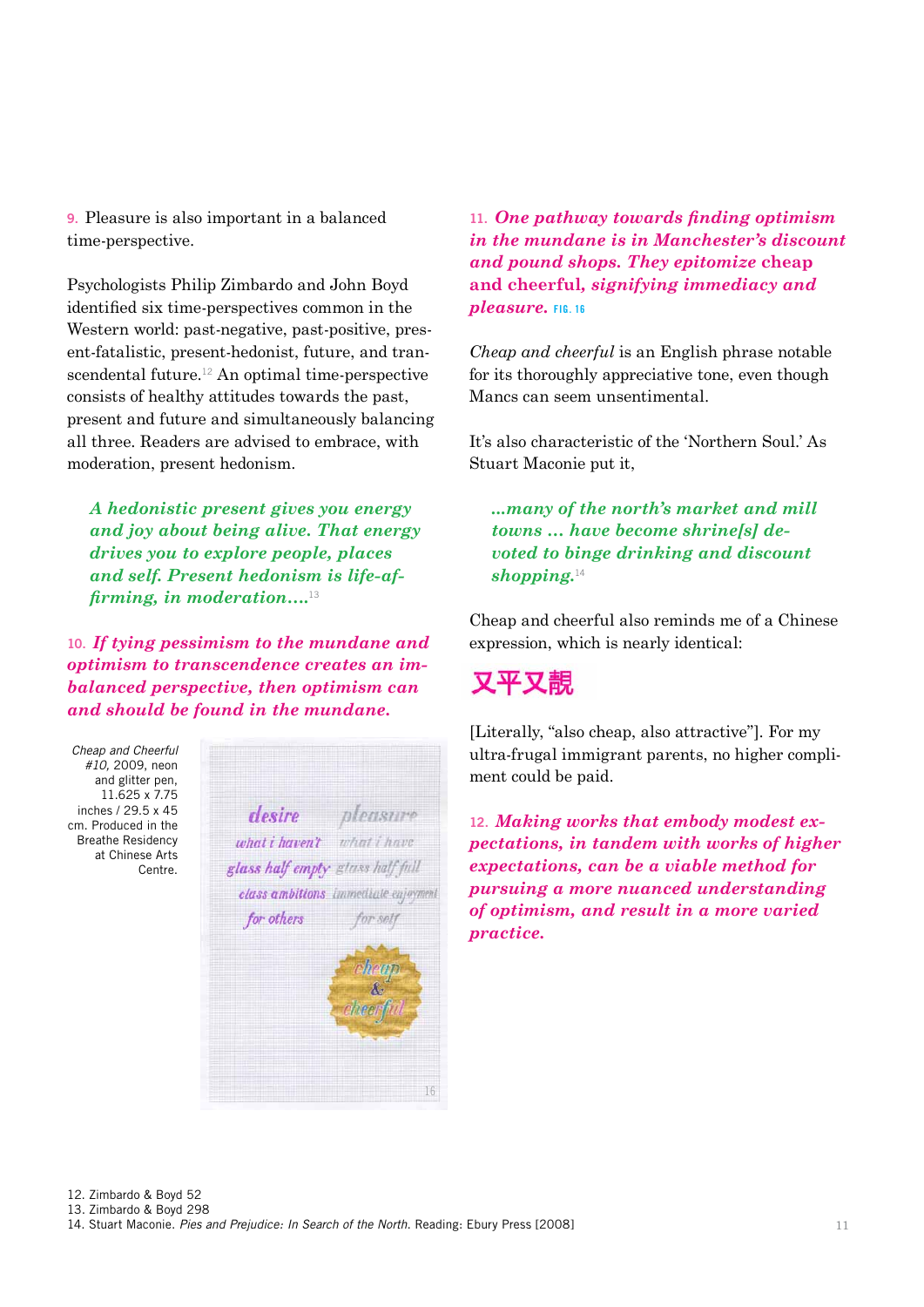9. Pleasure is also important in a balanced time-perspective.

Psychologists Philip Zimbardo and John Boyd identified six time-perspectives common in the Western world: past-negative, past-positive, present-fatalistic, present-hedonist, future, and transcendental future.[12] An optimal time-perspective consists of healthy attitudes towards the past, present and future and simultaneously balancing all three. Readers are advised to embrace, with moderation, present hedonism.

> *A hedonistic present gives you energy and joy about being alive. That energy drives you to explore people, places and self. Present hedonism is life-affirming, in moderation....*[13]

10. ***If tying pessimism to the mundane and optimism to transcendence creates an imbalanced perspective, then optimism can and should be found in the mundane.***

*Cheap and Cheerful #10,* 2009, neon and glitter pen, 11.625 x 7.75 inches / 29.5 x 45 cm. Produced in the Breathe Residency at Chinese Arts Centre.

11. ***One pathway towards finding optimism in the mundane is in Manchester's discount and pound shops. They epitomize*** **cheap and cheerful,** ***signifying immediacy and pleasure.*** FIG. 16

*Cheap and cheerful* is an English phrase notable for its thoroughly appreciative tone, even though Mancs can seem unsentimental.

It's also characteristic of the 'Northern Soul.' As Stuart Maconie put it,

> *...many of the north's market and mill towns ... have become shrine[s] devoted to binge drinking and discount shopping.*[14]

Cheap and cheerful also reminds me of a Chinese expression, which is nearly identical:

又平又靚

[Literally, "also cheap, also attractive"]. For my ultra-frugal immigrant parents, no higher compliment could be paid.

12. ***Making works that embody modest expectations, in tandem with works of higher expectations, can be a viable method for pursuing a more nuanced understanding of optimism, and result in a more varied practice.***

12. Zimbardo & Boyd 52
13. Zimbardo & Boyd 298
14. Stuart Maconie. *Pies and Prejudice: In Search of the North.* Reading: Ebury Press [2008]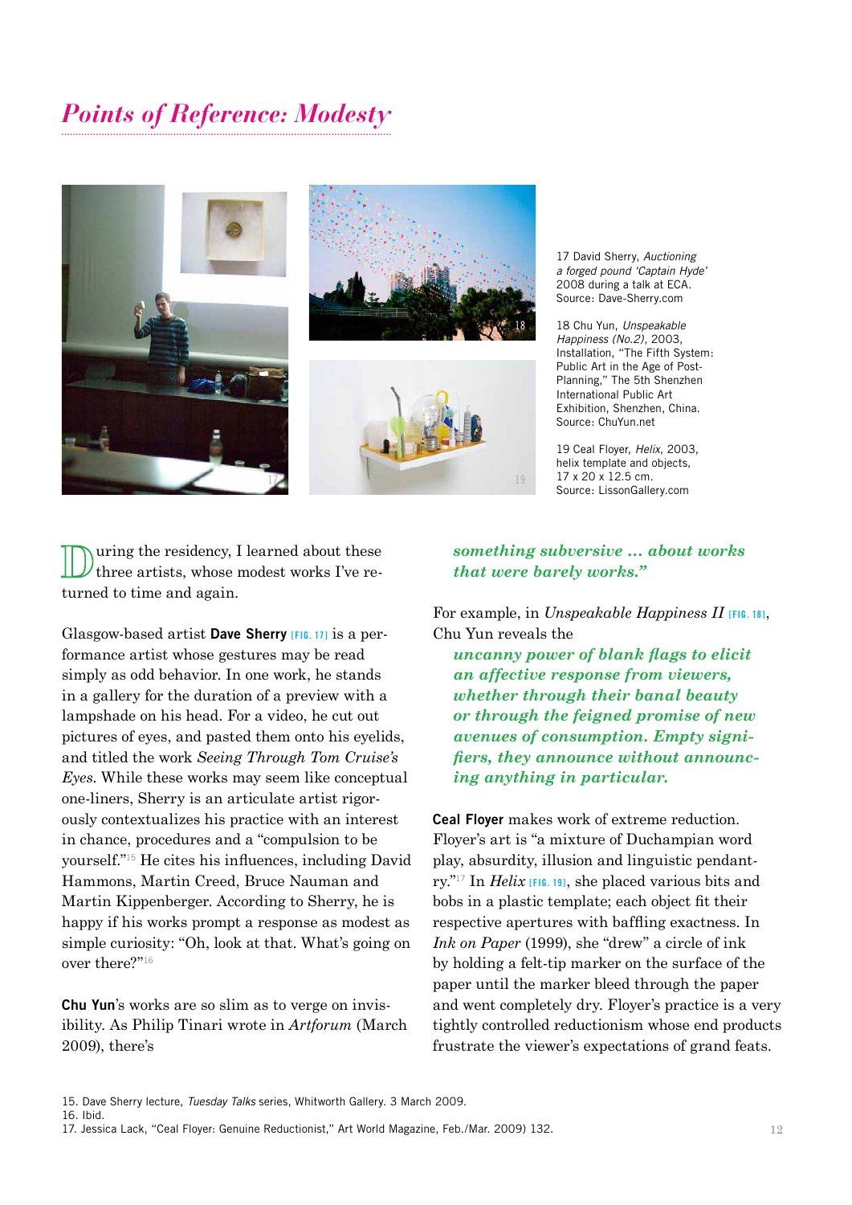## *Points of Reference: Modesty*

17 David Sherry, *Auctioning a forged pound 'Captain Hyde'* 2008 during a talk at ECA. Source: Dave-Sherry.com

18 Chu Yun, *Unspeakable Happiness (No.2)*, 2003, Installation, "The Fifth System: Public Art in the Age of Post-Planning," The 5th Shenzhen International Public Art Exhibition, Shenzhen, China. Source: ChuYun.net

19 Ceal Floyer, *Helix*, 2003, helix template and objects, 17 x 20 x 12.5 cm. Source: LissonGallery.com

During the residency, I learned about these three artists, whose modest works I've returned to time and again.

Glasgow-based artist **Dave Sherry** [FIG. 17] is a performance artist whose gestures may be read simply as odd behavior. In one work, he stands in a gallery for the duration of a preview with a lampshade on his head. For a video, he cut out pictures of eyes, and pasted them onto his eyelids, and titled the work *Seeing Through Tom Cruise's Eyes*. While these works may seem like conceptual one-liners, Sherry is an articulate artist rigorously contextualizes his practice with an interest in chance, procedures and a "compulsion to be yourself."[15] He cites his influences, including David Hammons, Martin Creed, Bruce Nauman and Martin Kippenberger. According to Sherry, he is happy if his works prompt a response as modest as simple curiosity: "Oh, look at that. What's going on over there?"[16]

**Chu Yun**'s works are so slim as to verge on invisibility. As Philip Tinari wrote in *Artforum* (March 2009), there's

> ***something subversive ... about works that were barely works."***

For example, in *Unspeakable Happiness II* [FIG. 18], Chu Yun reveals the

> ***uncanny power of blank flags to elicit an affective response from viewers, whether through their banal beauty or through the feigned promise of new avenues of consumption. Empty signifiers, they announce without announcing anything in particular.***

**Ceal Floyer** makes work of extreme reduction. Floyer's art is "a mixture of Duchampian word play, absurdity, illusion and linguistic pendantry."[17] In *Helix* [FIG. 19], she placed various bits and bobs in a plastic template; each object fit their respective apertures with baffling exactness. In *Ink on Paper* (1999), she "drew" a circle of ink by holding a felt-tip marker on the surface of the paper until the marker bleed through the paper and went completely dry. Floyer's practice is a very tightly controlled reductionism whose end products frustrate the viewer's expectations of grand feats.

15. Dave Sherry lecture, *Tuesday Talks* series, Whitworth Gallery. 3 March 2009.
16. Ibid.
17. Jessica Lack, "Ceal Floyer: Genuine Reductionist," Art World Magazine, Feb./Mar. 2009) 132.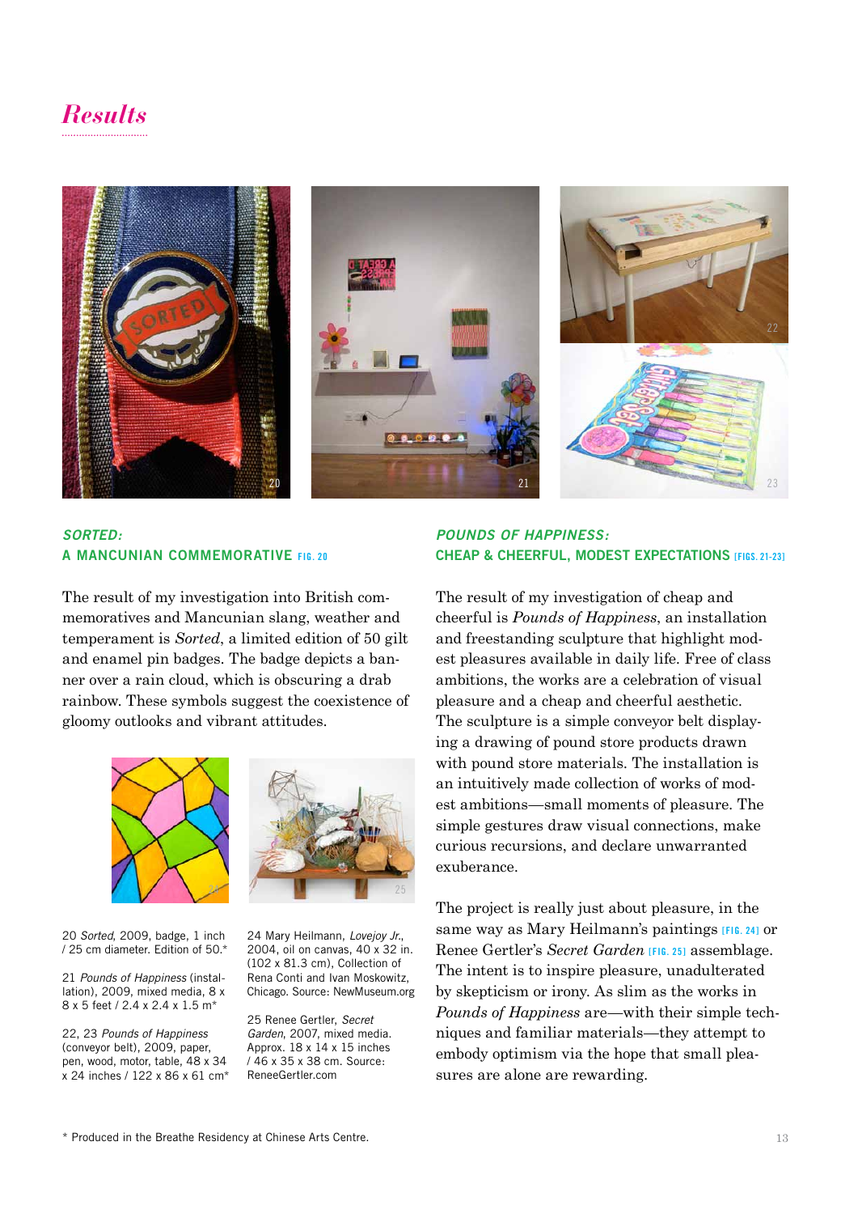# *Results*

## *SORTED:* A MANCUNIAN COMMEMORATIVE [FIG. 20]

The result of my investigation into British commemoratives and Mancunian slang, weather and temperament is *Sorted*, a limited edition of 50 gilt and enamel pin badges. The badge depicts a banner over a rain cloud, which is obscuring a drab rainbow. These symbols suggest the coexistence of gloomy outlooks and vibrant attitudes.

20 *Sorted*, 2009, badge, 1 inch / 25 cm diameter. Edition of 50.*

21 *Pounds of Happiness* (installation), 2009, mixed media, 8 x 8 x 5 feet / 2.4 x 2.4 x 1.5 m*

22, 23 *Pounds of Happiness* (conveyor belt), 2009, paper, pen, wood, motor, table, 48 x 34 x 24 inches / 122 x 86 x 61 cm*

24 Mary Heilmann, *Lovejoy Jr.*, 2004, oil on canvas, 40 x 32 in. (102 x 81.3 cm), Collection of Rena Conti and Ivan Moskowitz, Chicago. Source: NewMuseum.org

25 Renee Gertler, *Secret Garden*, 2007, mixed media. Approx. 18 x 14 x 15 inches / 46 x 35 x 38 cm. Source: ReneeGertler.com

## *POUNDS OF HAPPINESS:* CHEAP & CHEERFUL, MODEST EXPECTATIONS [FIGS. 21-23]

The result of my investigation of cheap and cheerful is *Pounds of Happiness*, an installation and freestanding sculpture that highlight modest pleasures available in daily life. Free of class ambitions, the works are a celebration of visual pleasure and a cheap and cheerful aesthetic. The sculpture is a simple conveyor belt displaying a drawing of pound store products drawn with pound store materials. The installation is an intuitively made collection of works of modest ambitions—small moments of pleasure. The simple gestures draw visual connections, make curious recursions, and declare unwarranted exuberance.

The project is really just about pleasure, in the same way as Mary Heilmann's paintings [FIG. 24] or Renee Gertler's *Secret Garden* [FIG. 25] assemblage. The intent is to inspire pleasure, unadulterated by skepticism or irony. As slim as the works in *Pounds of Happiness* are—with their simple techniques and familiar materials—they attempt to embody optimism via the hope that small pleasures are alone are rewarding.

\* Produced in the Breathe Residency at Chinese Arts Centre.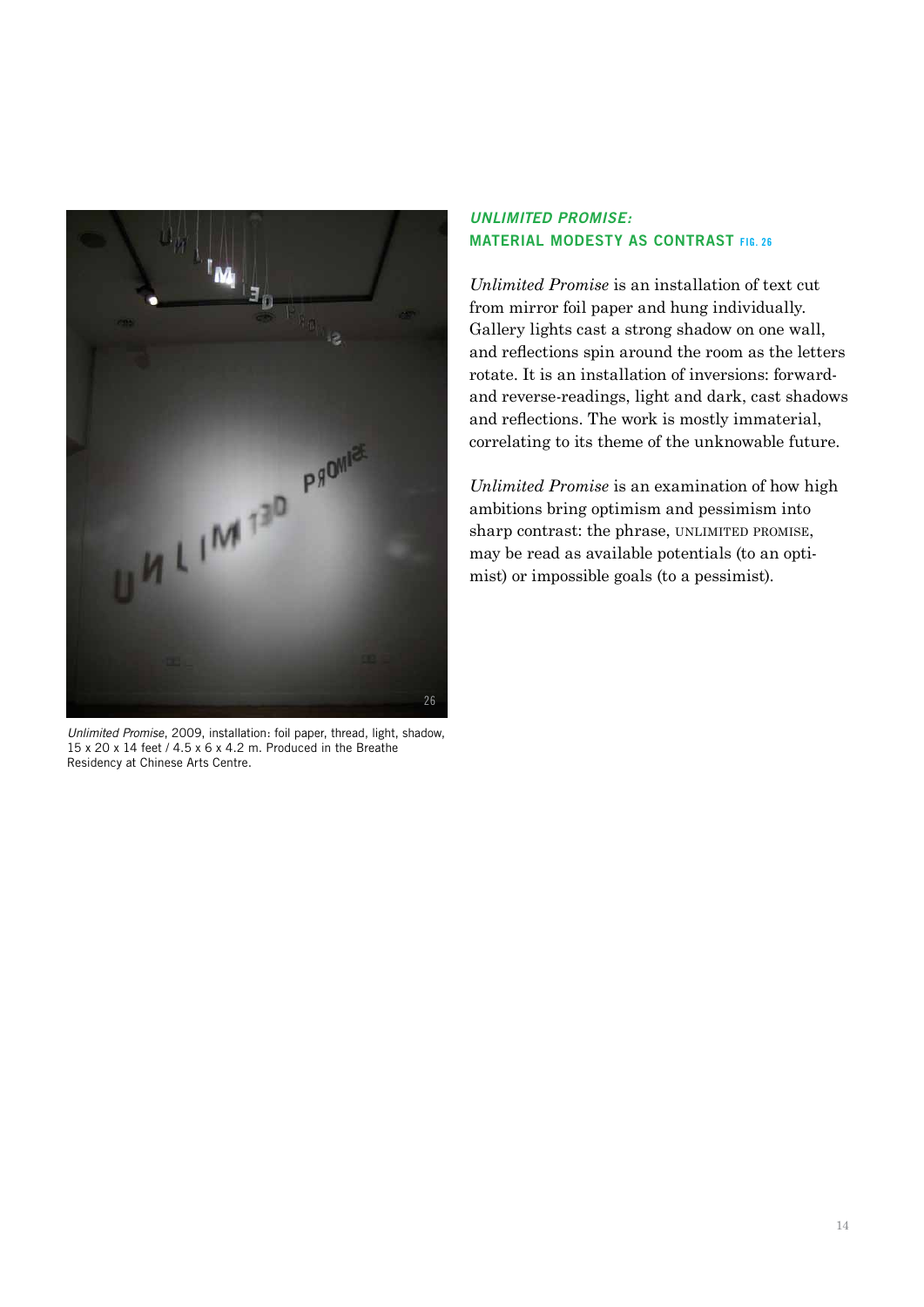*Unlimited Promise*, 2009, installation: foil paper, thread, light, shadow, 15 x 20 x 14 feet / 4.5 x 6 x 4.2 m. Produced in the Breathe Residency at Chinese Arts Centre.

## *UNLIMITED PROMISE:* MATERIAL MODESTY AS CONTRAST FIG. 26

*Unlimited Promise* is an installation of text cut from mirror foil paper and hung individually. Gallery lights cast a strong shadow on one wall, and reflections spin around the room as the letters rotate. It is an installation of inversions: forward- and reverse-readings, light and dark, cast shadows and reflections. The work is mostly immaterial, correlating to its theme of the unknowable future.

*Unlimited Promise* is an examination of how high ambitions bring optimism and pessimism into sharp contrast: the phrase, UNLIMITED PROMISE, may be read as available potentials (to an optimist) or impossible goals (to a pessimist).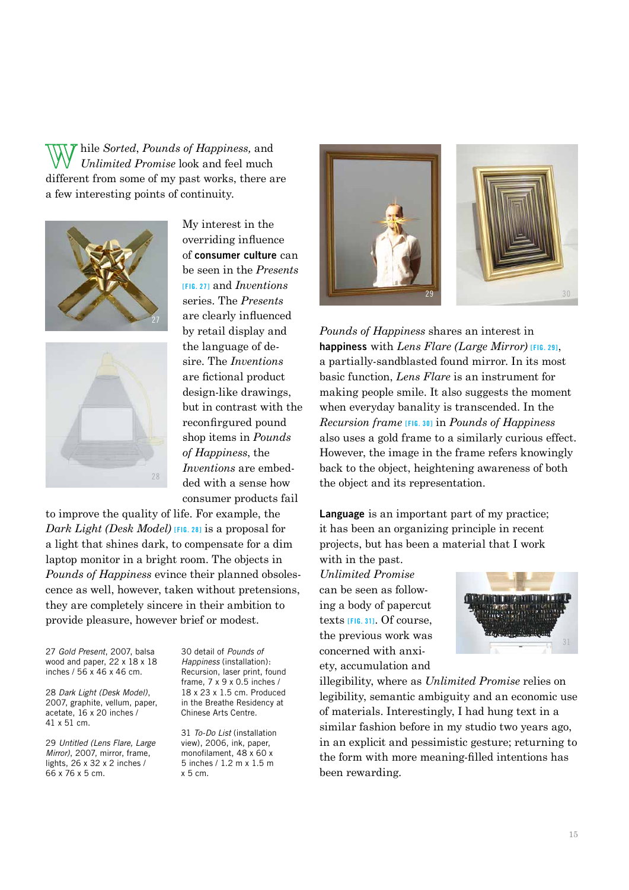While *Sorted*, *Pounds of Happiness,* and *Unlimited Promise* look and feel much different from some of my past works, there are a few interesting points of continuity.

My interest in the overriding influence of **consumer culture** can be seen in the *Presents* [FIG. 27] and *Inventions* series. The *Presents* are clearly influenced by retail display and the language of desire. The *Inventions* are fictional product design-like drawings, but in contrast with the reconfigrured pound shop items in *Pounds of Happiness*, the *Inventions* are embedded with a sense how consumer products fail to improve the quality of life. For example, the *Dark Light (Desk Model)* [FIG. 28] is a proposal for a light that shines dark, to compensate for a dim laptop monitor in a bright room. The objects in *Pounds of Happiness* evince their planned obsolescence as well, however, taken without pretensions, they are completely sincere in their ambition to provide pleasure, however brief or modest.

27 *Gold Present*, 2007, balsa wood and paper, 22 x 18 x 18 inches / 56 x 46 x 46 cm.

28 *Dark Light (Desk Model)*, 2007, graphite, vellum, paper, acetate, 16 x 20 inches / 41 x 51 cm.

29 *Untitled (Lens Flare, Large Mirror)*, 2007, mirror, frame, lights, 26 x 32 x 2 inches / 66 x 76 x 5 cm.

30 detail of *Pounds of Happiness* (installation): Recursion, laser print, found frame, 7 x 9 x 0.5 inches / 18 x 23 x 1.5 cm. Produced in the Breathe Residency at Chinese Arts Centre.

31 *To-Do List* (installation view), 2006, ink, paper, monofilament, 48 x 60 x 5 inches / 1.2 m x 1.5 m x 5 cm.

*Pounds of Happiness* shares an interest in **happiness** with *Lens Flare (Large Mirror)* [FIG. 29], a partially-sandblasted found mirror. In its most basic function, *Lens Flare* is an instrument for making people smile. It also suggests the moment when everyday banality is transcended. In the *Recursion frame* [FIG. 30] in *Pounds of Happiness* also uses a gold frame to a similarly curious effect. However, the image in the frame refers knowingly back to the object, heightening awareness of both the object and its representation.

**Language** is an important part of my practice; it has been an organizing principle in recent projects, but has been a material that I work with in the past. *Unlimited Promise* can be seen as following a body of papercut texts [FIG. 31]. Of course, the previous work was concerned with anxiety, accumulation and illegibility, where as *Unlimited Promise* relies on legibility, semantic ambiguity and an economic use of materials. Interestingly, I had hung text in a similar fashion before in my studio two years ago, in an explicit and pessimistic gesture; returning to the form with more meaning-filled intentions has been rewarding.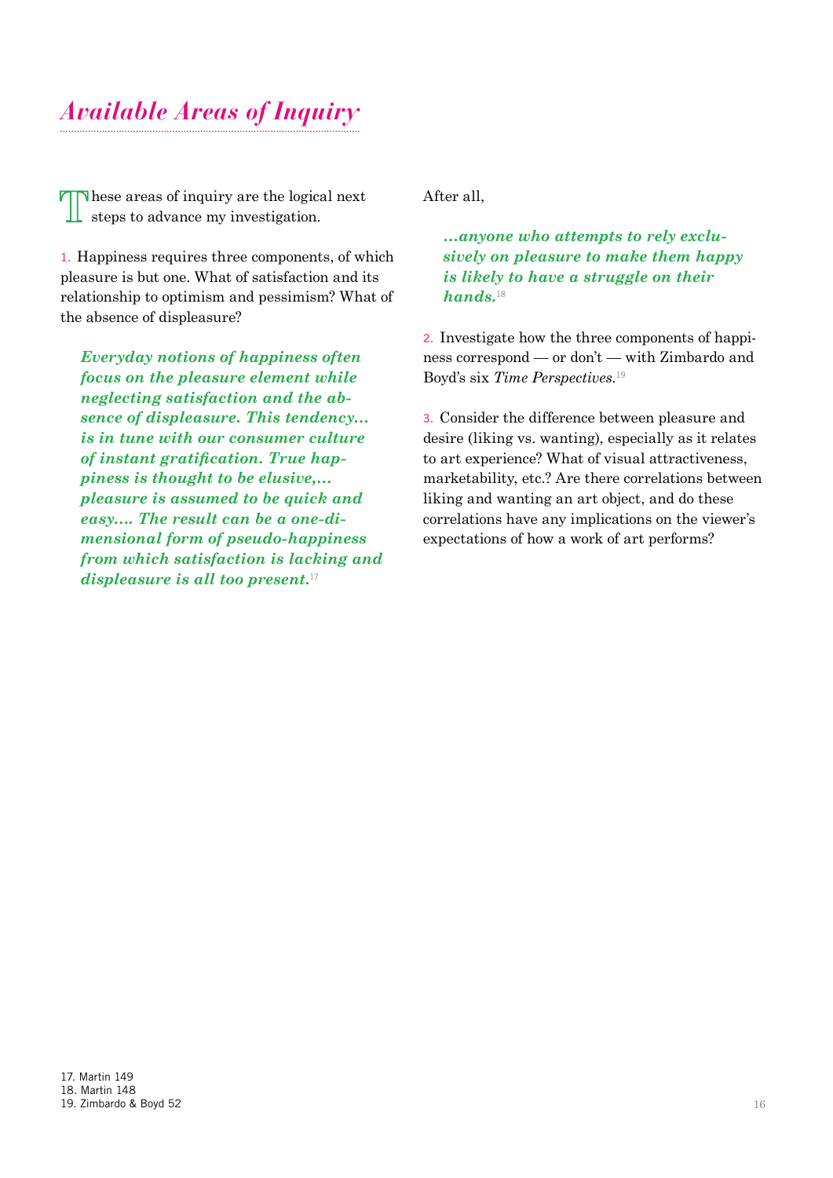## *Available Areas of Inquiry*

These areas of inquiry are the logical next steps to advance my investigation.

1. Happiness requires three components, of which pleasure is but one. What of satisfaction and its relationship to optimism and pessimism? What of the absence of displeasure?

> ***Everyday notions of happiness often focus on the pleasure element while neglecting satisfaction and the absence of displeasure. This tendency… is in tune with our consumer culture of instant gratification. True happiness is thought to be elusive,… pleasure is assumed to be quick and easy…. The result can be a one-dimensional form of pseudo-happiness from which satisfaction is lacking and displeasure is all too present.***[17]

After all,

> ***…anyone who attempts to rely exclusively on pleasure to make them happy is likely to have a struggle on their hands.***[18]

2. Investigate how the three components of happiness correspond — or don't — with Zimbardo and Boyd's six *Time Perspectives.*[19]

3. Consider the difference between pleasure and desire (liking vs. wanting), especially as it relates to art experience? What of visual attractiveness, marketability, etc.? Are there correlations between liking and wanting an art object, and do these correlations have any implications on the viewer's expectations of how a work of art performs?

17. Martin 149
18. Martin 148
19. Zimbardo & Boyd 52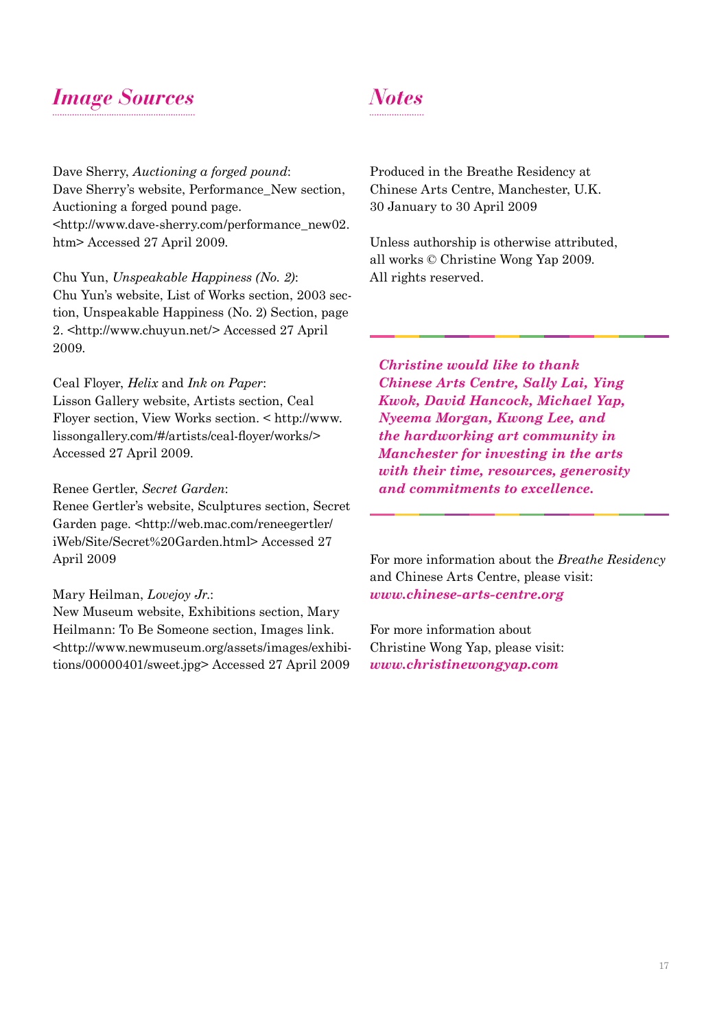## *Image Sources*

Dave Sherry, *Auctioning a forged pound*:
Dave Sherry's website, Performance_New section, Auctioning a forged pound page. <http://www.dave-sherry.com/performance_new02.htm> Accessed 27 April 2009.

Chu Yun, *Unspeakable Happiness (No. 2)*:
Chu Yun's website, List of Works section, 2003 section, Unspeakable Happiness (No. 2) Section, page 2. <http://www.chuyun.net/> Accessed 27 April 2009.

Ceal Floyer, *Helix* and *Ink on Paper*:
Lisson Gallery website, Artists section, Ceal Floyer section, View Works section. < http://www.lissongallery.com/#/artists/ceal-floyer/works/> Accessed 27 April 2009.

Renee Gertler, *Secret Garden*:
Renee Gertler's website, Sculptures section, Secret Garden page. <http://web.mac.com/reneegertler/iWeb/Site/Secret%20Garden.html> Accessed 27 April 2009

Mary Heilman, *Lovejoy Jr.*:
New Museum website, Exhibitions section, Mary Heilmann: To Be Someone section, Images link. <http://www.newmuseum.org/assets/images/exhibitions/00000401/sweet.jpg> Accessed 27 April 2009

## *Notes*

Produced in the Breathe Residency at Chinese Arts Centre, Manchester, U.K.
30 January to 30 April 2009

Unless authorship is otherwise attributed, all works © Christine Wong Yap 2009.
All rights reserved.

***Christine would like to thank Chinese Arts Centre, Sally Lai, Ying Kwok, David Hancock, Michael Yap, Nyeema Morgan, Kwong Lee, and the hardworking art community in Manchester for investing in the arts with their time, resources, generosity and commitments to excellence.***

For more information about the *Breathe Residency* and Chinese Arts Centre, please visit:
***www.chinese-arts-centre.org***

For more information about Christine Wong Yap, please visit:
***www.christinewongyap.com***